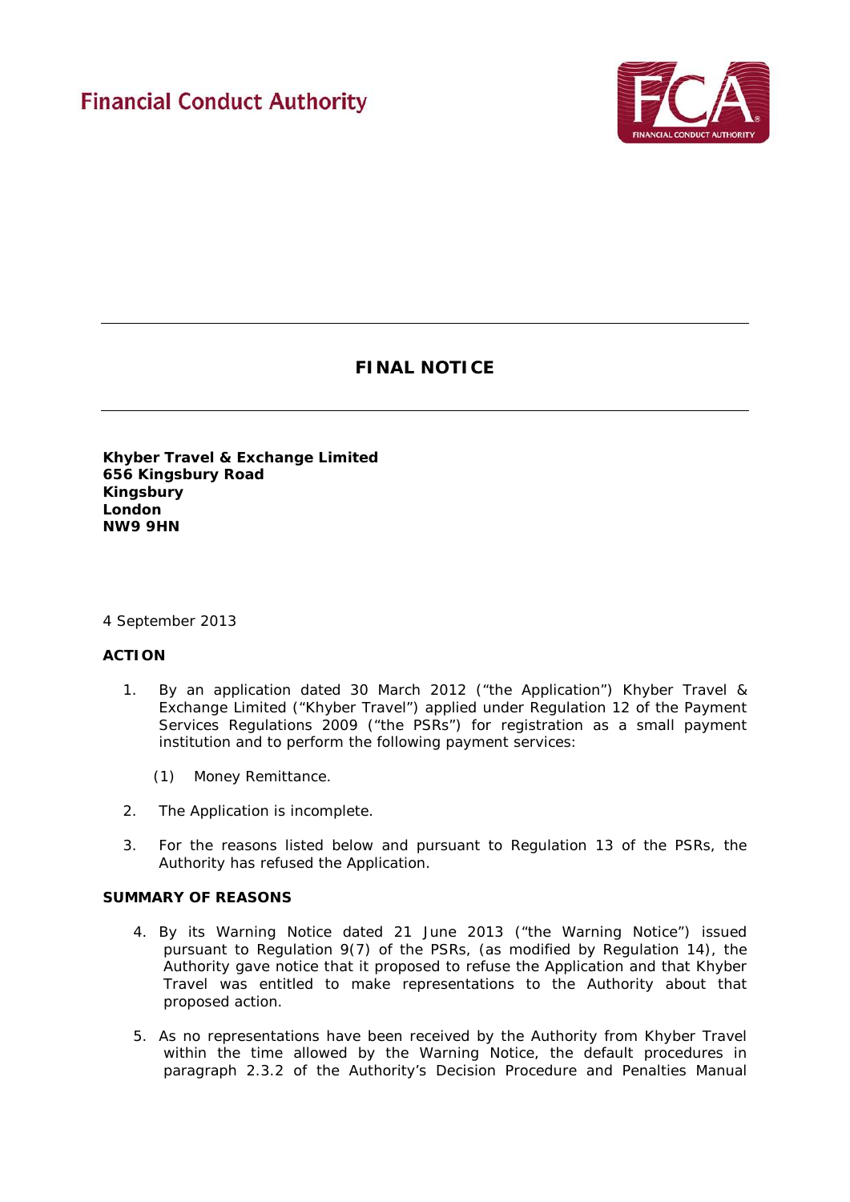Financial Conduct Authority

# FINAL NOTICE

**Khyber Travel & Exchange Limited**
**656 Kingsbury Road**
**Kingsbury**
**London**
**NW9 9HN**

4 September 2013

## ACTION

1. By an application dated 30 March 2012 ("the Application") Khyber Travel & Exchange Limited ("Khyber Travel") applied under Regulation 12 of the Payment Services Regulations 2009 ("the PSRs") for registration as a small payment institution and to perform the following payment services:

   (1) Money Remittance.

2. The Application is incomplete.

3. For the reasons listed below and pursuant to Regulation 13 of the PSRs, the Authority has refused the Application.

## SUMMARY OF REASONS

4. By its Warning Notice dated 21 June 2013 ("the Warning Notice") issued pursuant to Regulation 9(7) of the PSRs, (as modified by Regulation 14), the Authority gave notice that it proposed to refuse the Application and that Khyber Travel was entitled to make representations to the Authority about that proposed action.

5. As no representations have been received by the Authority from Khyber Travel within the time allowed by the Warning Notice, the default procedures in paragraph 2.3.2 of the Authority's Decision Procedure and Penalties Manual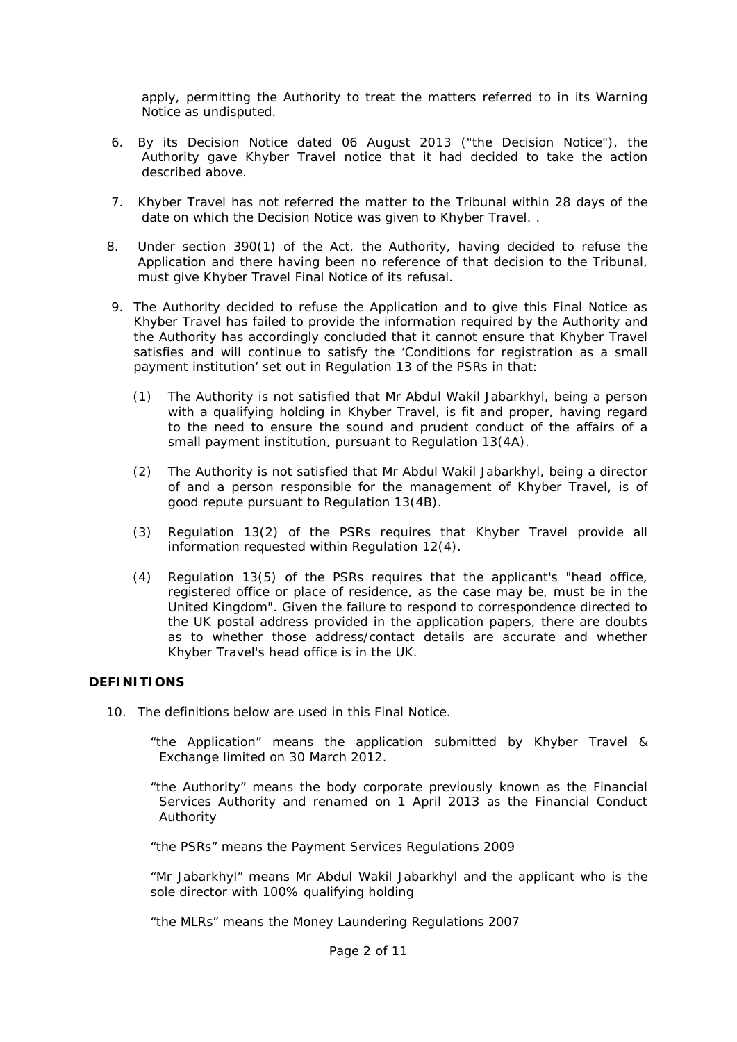apply, permitting the Authority to treat the matters referred to in its Warning Notice as undisputed.

6. By its Decision Notice dated 06 August 2013 ("the Decision Notice"), the Authority gave Khyber Travel notice that it had decided to take the action described above.

7. Khyber Travel has not referred the matter to the Tribunal within 28 days of the date on which the Decision Notice was given to Khyber Travel. .

8. Under section 390(1) of the Act, the Authority, having decided to refuse the Application and there having been no reference of that decision to the Tribunal, must give Khyber Travel Final Notice of its refusal.

9. The Authority decided to refuse the Application and to give this Final Notice as Khyber Travel has failed to provide the information required by the Authority and the Authority has accordingly concluded that it cannot ensure that Khyber Travel satisfies and will continue to satisfy the 'Conditions for registration as a small payment institution' set out in Regulation 13 of the PSRs in that:

   (1) The Authority is not satisfied that Mr Abdul Wakil Jabarkhyl, being a person with a qualifying holding in Khyber Travel, is fit and proper, having regard to the need to ensure the sound and prudent conduct of the affairs of a small payment institution, pursuant to Regulation 13(4A).

   (2) The Authority is not satisfied that Mr Abdul Wakil Jabarkhyl, being a director of and a person responsible for the management of Khyber Travel, is of good repute pursuant to Regulation 13(4B).

   (3) Regulation 13(2) of the PSRs requires that Khyber Travel provide all information requested within Regulation 12(4).

   (4) Regulation 13(5) of the PSRs requires that the applicant's "head office, registered office or place of residence, as the case may be, must be in the United Kingdom". Given the failure to respond to correspondence directed to the UK postal address provided in the application papers, there are doubts as to whether those address/contact details are accurate and whether Khyber Travel's head office is in the UK.

## DEFINITIONS

10. The definitions below are used in this Final Notice.

    "the Application" means the application submitted by Khyber Travel & Exchange limited on 30 March 2012.

    "the Authority" means the body corporate previously known as the Financial Services Authority and renamed on 1 April 2013 as the Financial Conduct Authority

    "the PSRs" means the Payment Services Regulations 2009

    "Mr Jabarkhyl" means Mr Abdul Wakil Jabarkhyl and the applicant who is the sole director with 100% qualifying holding

    "the MLRs" means the Money Laundering Regulations 2007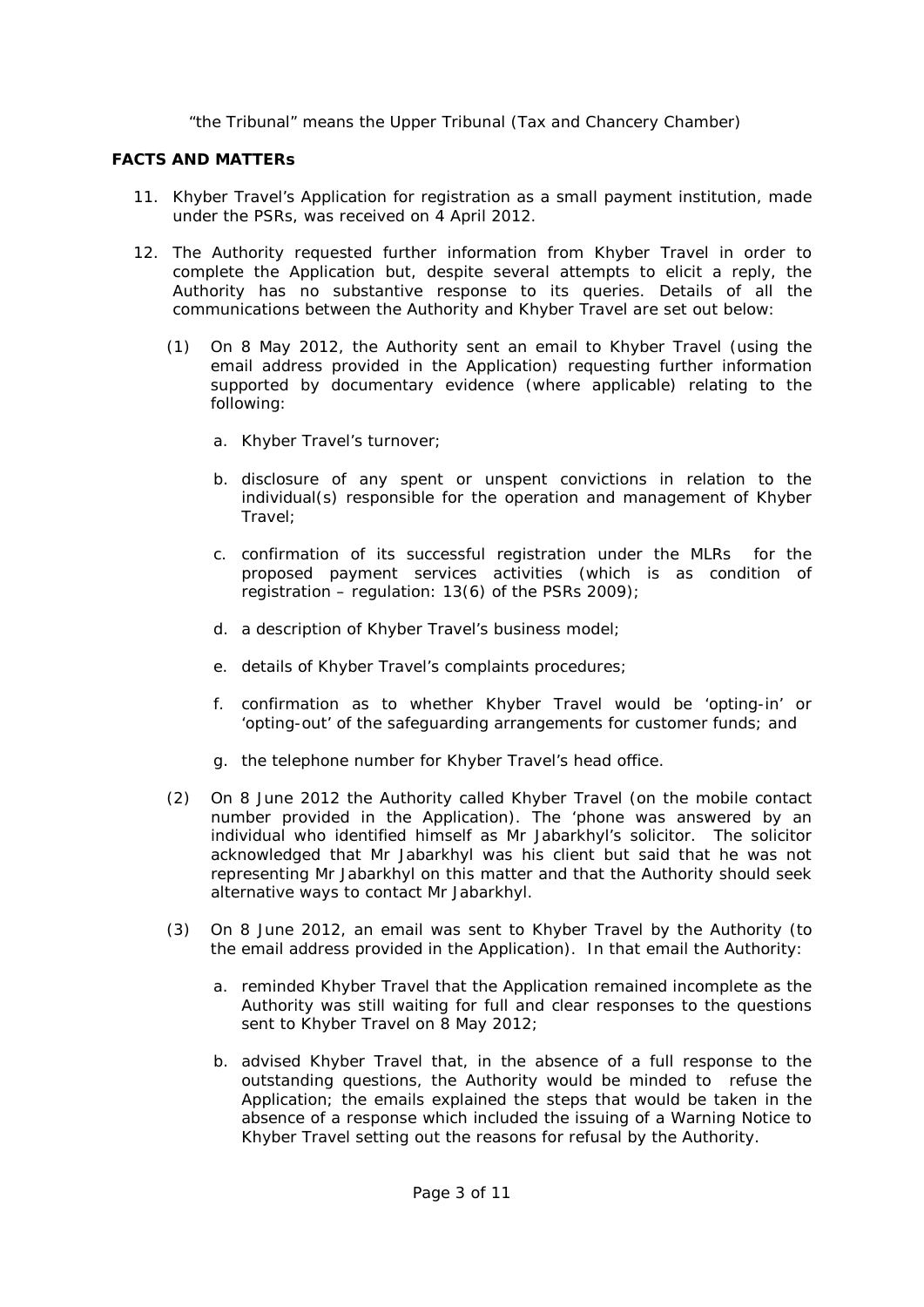"the Tribunal" means the Upper Tribunal (Tax and Chancery Chamber)

**FACTS AND MATTERs**

11. Khyber Travel's Application for registration as a small payment institution, made under the PSRs, was received on 4 April 2012.

12. The Authority requested further information from Khyber Travel in order to complete the Application but, despite several attempts to elicit a reply, the Authority has no substantive response to its queries. Details of all the communications between the Authority and Khyber Travel are set out below:

    (1) On 8 May 2012, the Authority sent an email to Khyber Travel (using the email address provided in the Application) requesting further information supported by documentary evidence (where applicable) relating to the following:

        a. Khyber Travel's turnover;

        b. disclosure of any spent or unspent convictions in relation to the individual(s) responsible for the operation and management of Khyber Travel;

        c. confirmation of its successful registration under the MLRs for the proposed payment services activities (which is as condition of registration – regulation: 13(6) of the PSRs 2009);

        d. a description of Khyber Travel's business model;

        e. details of Khyber Travel's complaints procedures;

        f. confirmation as to whether Khyber Travel would be 'opting-in' or 'opting-out' of the safeguarding arrangements for customer funds; and

        g. the telephone number for Khyber Travel's head office.

    (2) On 8 June 2012 the Authority called Khyber Travel (on the mobile contact number provided in the Application). The 'phone was answered by an individual who identified himself as Mr Jabarkhyl's solicitor. The solicitor acknowledged that Mr Jabarkhyl was his client but said that he was not representing Mr Jabarkhyl on this matter and that the Authority should seek alternative ways to contact Mr Jabarkhyl.

    (3) On 8 June 2012, an email was sent to Khyber Travel by the Authority (to the email address provided in the Application). In that email the Authority:

        a. reminded Khyber Travel that the Application remained incomplete as the Authority was still waiting for full and clear responses to the questions sent to Khyber Travel on 8 May 2012;

        b. advised Khyber Travel that, in the absence of a full response to the outstanding questions, the Authority would be minded to refuse the Application; the emails explained the steps that would be taken in the absence of a response which included the issuing of a Warning Notice to Khyber Travel setting out the reasons for refusal by the Authority.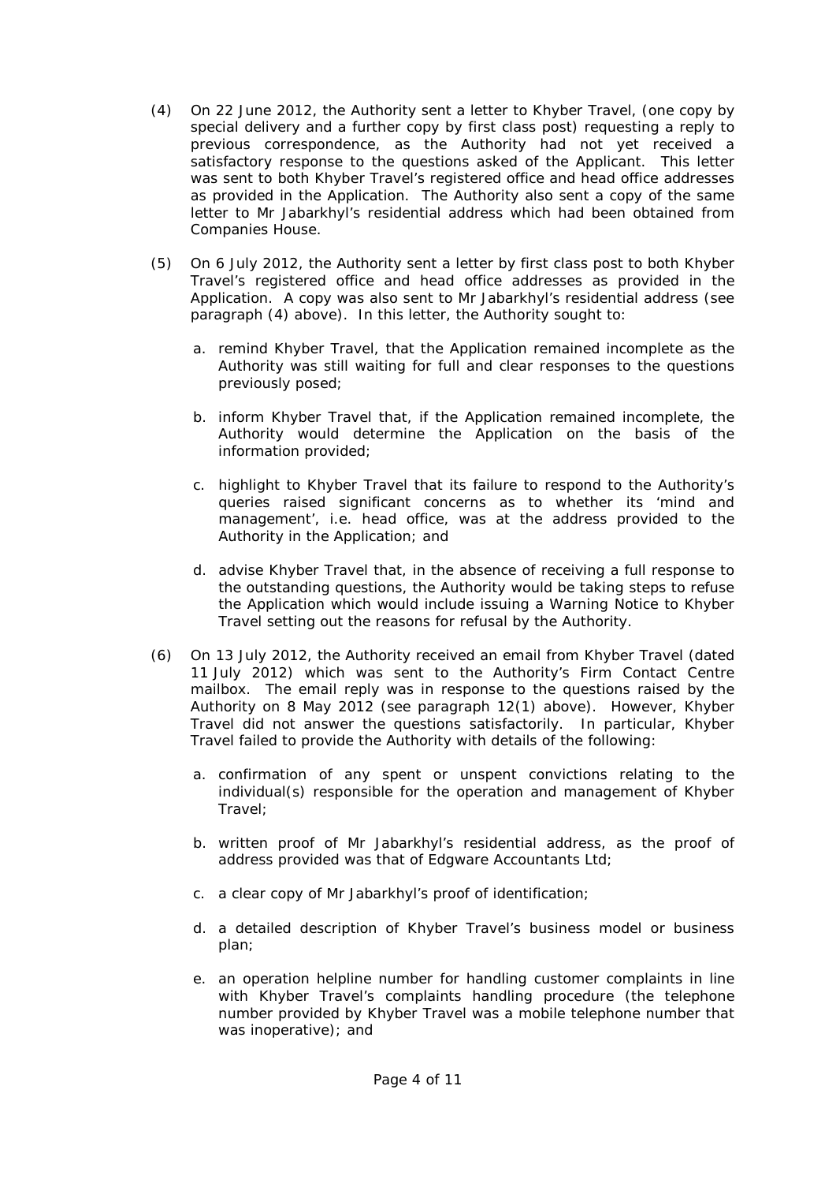(4) On 22 June 2012, the Authority sent a letter to Khyber Travel, (one copy by special delivery and a further copy by first class post) requesting a reply to previous correspondence, as the Authority had not yet received a satisfactory response to the questions asked of the Applicant. This letter was sent to both Khyber Travel's registered office and head office addresses as provided in the Application. The Authority also sent a copy of the same letter to Mr Jabarkhyl's residential address which had been obtained from Companies House.

(5) On 6 July 2012, the Authority sent a letter by first class post to both Khyber Travel's registered office and head office addresses as provided in the Application. A copy was also sent to Mr Jabarkhyl's residential address (see paragraph (4) above). In this letter, the Authority sought to:

  a. remind Khyber Travel, that the Application remained incomplete as the Authority was still waiting for full and clear responses to the questions previously posed;

  b. inform Khyber Travel that, if the Application remained incomplete, the Authority would determine the Application on the basis of the information provided;

  c. highlight to Khyber Travel that its failure to respond to the Authority's queries raised significant concerns as to whether its 'mind and management', i.e. head office, was at the address provided to the Authority in the Application; and

  d. advise Khyber Travel that, in the absence of receiving a full response to the outstanding questions, the Authority would be taking steps to refuse the Application which would include issuing a Warning Notice to Khyber Travel setting out the reasons for refusal by the Authority.

(6) On 13 July 2012, the Authority received an email from Khyber Travel (dated 11 July 2012) which was sent to the Authority's Firm Contact Centre mailbox. The email reply was in response to the questions raised by the Authority on 8 May 2012 (see paragraph 12(1) above). However, Khyber Travel did not answer the questions satisfactorily. In particular, Khyber Travel failed to provide the Authority with details of the following:

  a. confirmation of any spent or unspent convictions relating to the individual(s) responsible for the operation and management of Khyber Travel;

  b. written proof of Mr Jabarkhyl's residential address, as the proof of address provided was that of Edgware Accountants Ltd;

  c. a clear copy of Mr Jabarkhyl's proof of identification;

  d. a detailed description of Khyber Travel's business model or business plan;

  e. an operation helpline number for handling customer complaints in line with Khyber Travel's complaints handling procedure (the telephone number provided by Khyber Travel was a mobile telephone number that was inoperative); and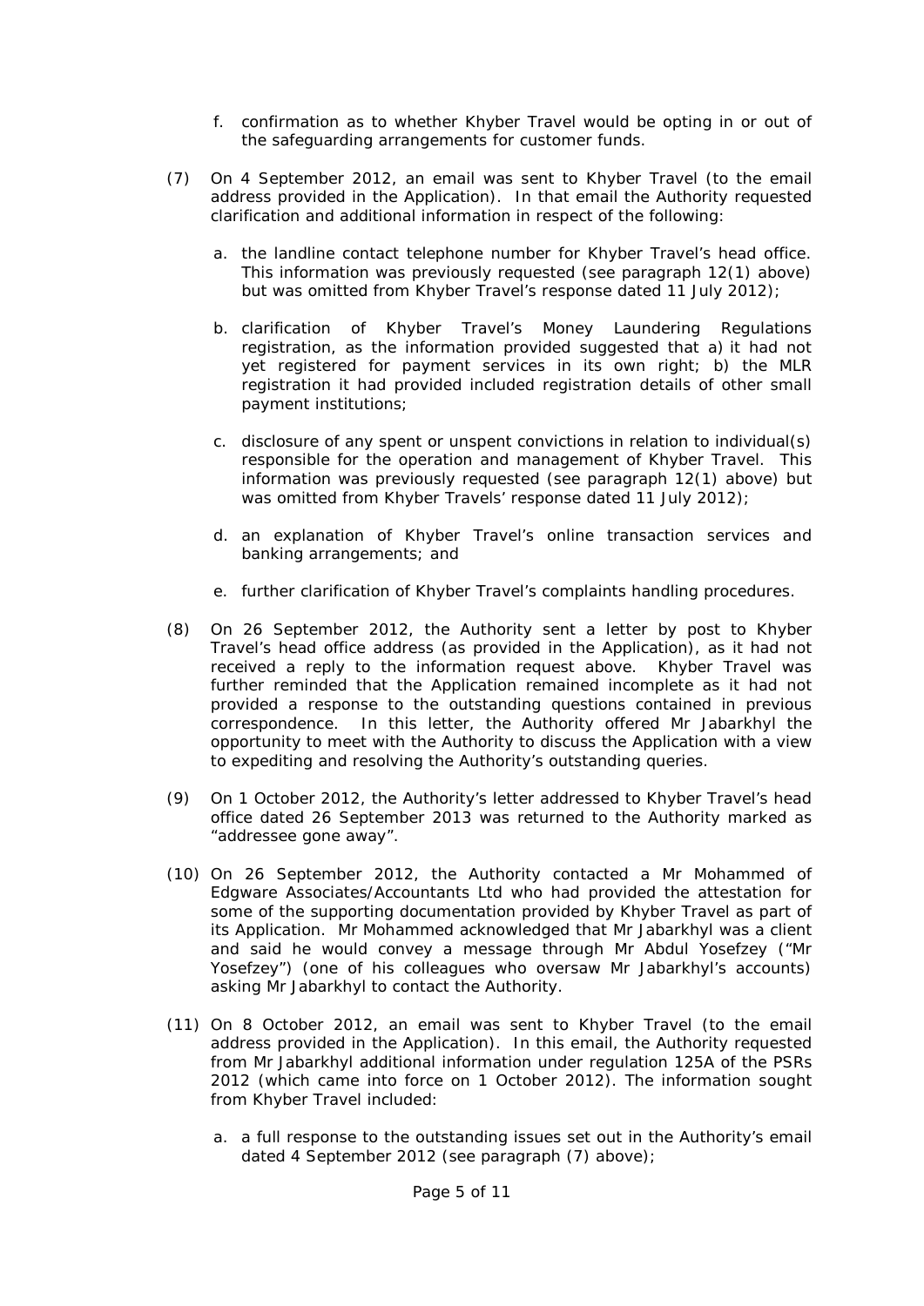f. confirmation as to whether Khyber Travel would be opting in or out of the safeguarding arrangements for customer funds.

(7) On 4 September 2012, an email was sent to Khyber Travel (to the email address provided in the Application). In that email the Authority requested clarification and additional information in respect of the following:

a. the landline contact telephone number for Khyber Travel's head office. This information was previously requested (see paragraph 12(1) above) but was omitted from Khyber Travel's response dated 11 July 2012);

b. clarification of Khyber Travel's Money Laundering Regulations registration, as the information provided suggested that a) it had not yet registered for payment services in its own right; b) the MLR registration it had provided included registration details of other small payment institutions;

c. disclosure of any spent or unspent convictions in relation to individual(s) responsible for the operation and management of Khyber Travel. This information was previously requested (see paragraph 12(1) above) but was omitted from Khyber Travels' response dated 11 July 2012);

d. an explanation of Khyber Travel's online transaction services and banking arrangements; and

e. further clarification of Khyber Travel's complaints handling procedures.

(8) On 26 September 2012, the Authority sent a letter by post to Khyber Travel's head office address (as provided in the Application), as it had not received a reply to the information request above. Khyber Travel was further reminded that the Application remained incomplete as it had not provided a response to the outstanding questions contained in previous correspondence. In this letter, the Authority offered Mr Jabarkhyl the opportunity to meet with the Authority to discuss the Application with a view to expediting and resolving the Authority's outstanding queries.

(9) On 1 October 2012, the Authority's letter addressed to Khyber Travel's head office dated 26 September 2013 was returned to the Authority marked as "addressee gone away".

(10) On 26 September 2012, the Authority contacted a Mr Mohammed of Edgware Associates/Accountants Ltd who had provided the attestation for some of the supporting documentation provided by Khyber Travel as part of its Application. Mr Mohammed acknowledged that Mr Jabarkhyl was a client and said he would convey a message through Mr Abdul Yosefzey ("Mr Yosefzey") (one of his colleagues who oversaw Mr Jabarkhyl's accounts) asking Mr Jabarkhyl to contact the Authority.

(11) On 8 October 2012, an email was sent to Khyber Travel (to the email address provided in the Application). In this email, the Authority requested from Mr Jabarkhyl additional information under regulation 125A of the PSRs 2012 (which came into force on 1 October 2012). The information sought from Khyber Travel included:

a. a full response to the outstanding issues set out in the Authority's email dated 4 September 2012 (see paragraph (7) above);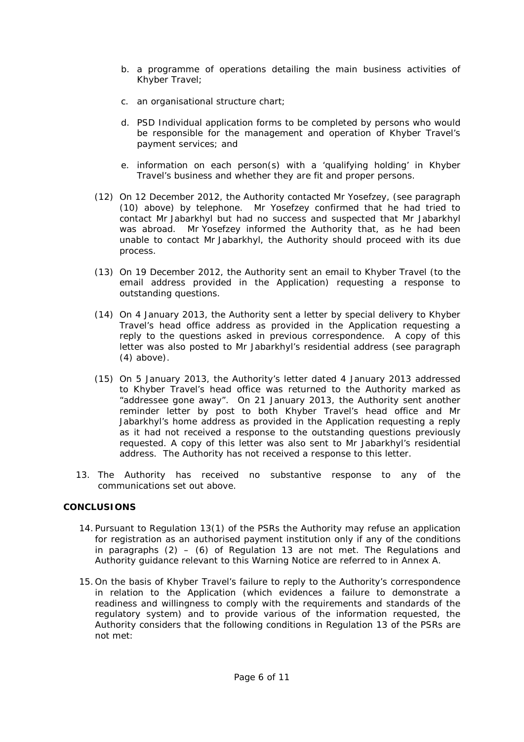b. a programme of operations detailing the main business activities of Khyber Travel;

c. an organisational structure chart;

d. PSD Individual application forms to be completed by persons who would be responsible for the management and operation of Khyber Travel's payment services; and

e. information on each person(s) with a 'qualifying holding' in Khyber Travel's business and whether they are fit and proper persons.

(12) On 12 December 2012, the Authority contacted Mr Yosefzey, (see paragraph (10) above) by telephone. Mr Yosefzey confirmed that he had tried to contact Mr Jabarkhyl but had no success and suspected that Mr Jabarkhyl was abroad. Mr Yosefzey informed the Authority that, as he had been unable to contact Mr Jabarkhyl, the Authority should proceed with its due process.

(13) On 19 December 2012, the Authority sent an email to Khyber Travel (to the email address provided in the Application) requesting a response to outstanding questions.

(14) On 4 January 2013, the Authority sent a letter by special delivery to Khyber Travel's head office address as provided in the Application requesting a reply to the questions asked in previous correspondence. A copy of this letter was also posted to Mr Jabarkhyl's residential address (see paragraph (4) above).

(15) On 5 January 2013, the Authority's letter dated 4 January 2013 addressed to Khyber Travel's head office was returned to the Authority marked as "addressee gone away". On 21 January 2013, the Authority sent another reminder letter by post to both Khyber Travel's head office and Mr Jabarkhyl's home address as provided in the Application requesting a reply as it had not received a response to the outstanding questions previously requested. A copy of this letter was also sent to Mr Jabarkhyl's residential address. The Authority has not received a response to this letter.

13. The Authority has received no substantive response to any of the communications set out above.

**CONCLUSIONS**

14. Pursuant to Regulation 13(1) of the PSRs the Authority may refuse an application for registration as an authorised payment institution only if any of the conditions in paragraphs (2) – (6) of Regulation 13 are not met. The Regulations and Authority guidance relevant to this Warning Notice are referred to in Annex A.

15. On the basis of Khyber Travel's failure to reply to the Authority's correspondence in relation to the Application (which evidences a failure to demonstrate a readiness and willingness to comply with the requirements and standards of the regulatory system) and to provide various of the information requested, the Authority considers that the following conditions in Regulation 13 of the PSRs are not met: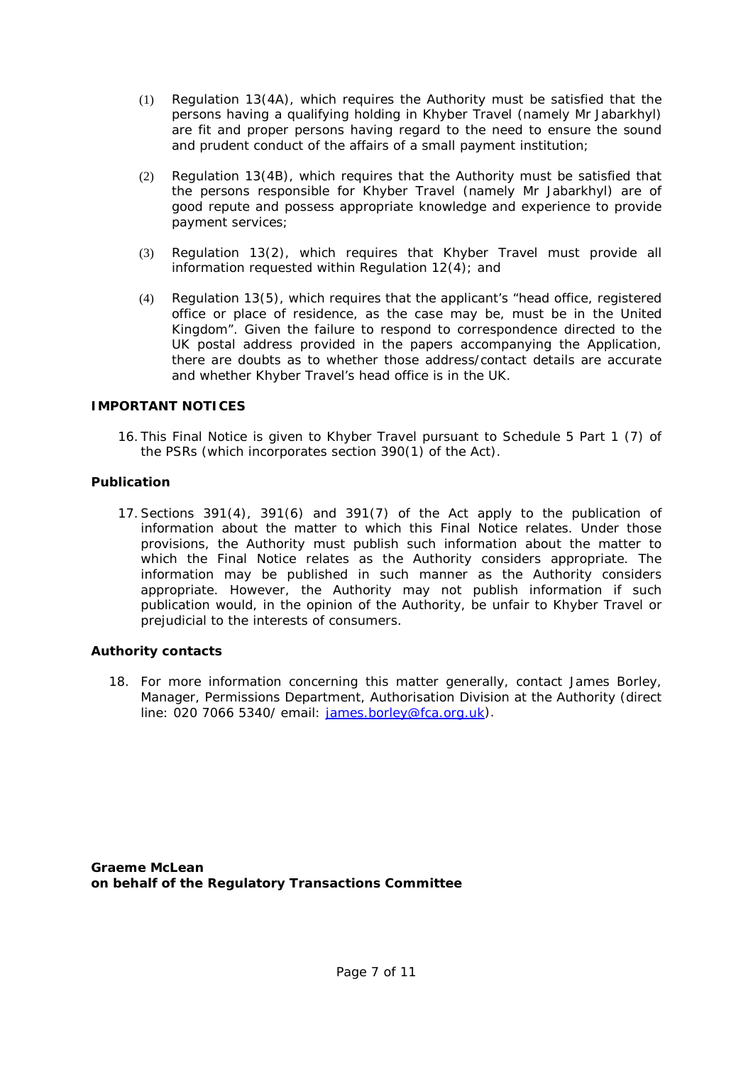(1) Regulation 13(4A), which requires the Authority must be satisfied that the persons having a qualifying holding in Khyber Travel (namely Mr Jabarkhyl) are fit and proper persons having regard to the need to ensure the sound and prudent conduct of the affairs of a small payment institution;

(2) Regulation 13(4B), which requires that the Authority must be satisfied that the persons responsible for Khyber Travel (namely Mr Jabarkhyl) are of good repute and possess appropriate knowledge and experience to provide payment services;

(3) Regulation 13(2), which requires that Khyber Travel must provide all information requested within Regulation 12(4); and

(4) Regulation 13(5), which requires that the applicant's "head office, registered office or place of residence, as the case may be, must be in the United Kingdom". Given the failure to respond to correspondence directed to the UK postal address provided in the papers accompanying the Application, there are doubts as to whether those address/contact details are accurate and whether Khyber Travel's head office is in the UK.

## IMPORTANT NOTICES

16. This Final Notice is given to Khyber Travel pursuant to Schedule 5 Part 1 (7) of the PSRs (which incorporates section 390(1) of the Act).

### Publication

17. Sections 391(4), 391(6) and 391(7) of the Act apply to the publication of information about the matter to which this Final Notice relates. Under those provisions, the Authority must publish such information about the matter to which the Final Notice relates as the Authority considers appropriate. The information may be published in such manner as the Authority considers appropriate. However, the Authority may not publish information if such publication would, in the opinion of the Authority, be unfair to Khyber Travel or prejudicial to the interests of consumers.

### Authority contacts

18. For more information concerning this matter generally, contact James Borley, Manager, Permissions Department, Authorisation Division at the Authority (direct line: 020 7066 5340/ email: james.borley@fca.org.uk).

**Graeme McLean**
**on behalf of the Regulatory Transactions Committee**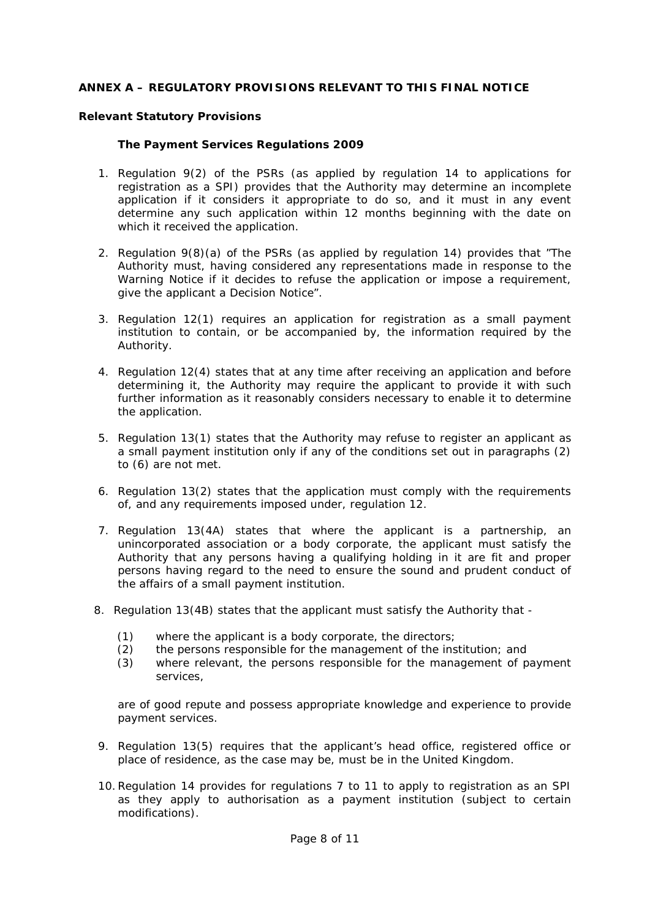**ANNEX A – REGULATORY PROVISIONS RELEVANT TO THIS FINAL NOTICE**

**Relevant Statutory Provisions**

**The Payment Services Regulations 2009**

1. Regulation 9(2) of the PSRs (as applied by regulation 14 to applications for registration as a SPI) provides that the Authority may determine an incomplete application if it considers it appropriate to do so, and it must in any event determine any such application within 12 months beginning with the date on which it received the application.

2. Regulation 9(8)(a) of the PSRs (as applied by regulation 14) provides that "The Authority must, having considered any representations made in response to the Warning Notice if it decides to refuse the application or impose a requirement, give the applicant a Decision Notice".

3. Regulation 12(1) requires an application for registration as a small payment institution to contain, or be accompanied by, the information required by the Authority.

4. Regulation 12(4) states that at any time after receiving an application and before determining it, the Authority may require the applicant to provide it with such further information as it reasonably considers necessary to enable it to determine the application.

5. Regulation 13(1) states that the Authority may refuse to register an applicant as a small payment institution only if any of the conditions set out in paragraphs (2) to (6) are not met.

6. Regulation 13(2) states that the application must comply with the requirements of, and any requirements imposed under, regulation 12.

7. Regulation 13(4A) states that where the applicant is a partnership, an unincorporated association or a body corporate, the applicant must satisfy the Authority that any persons having a qualifying holding in it are fit and proper persons having regard to the need to ensure the sound and prudent conduct of the affairs of a small payment institution.

8. Regulation 13(4B) states that the applicant must satisfy the Authority that -

   (1) where the applicant is a body corporate, the directors;
   (2) the persons responsible for the management of the institution; and
   (3) where relevant, the persons responsible for the management of payment services,

   are of good repute and possess appropriate knowledge and experience to provide payment services.

9. Regulation 13(5) requires that the applicant's head office, registered office or place of residence, as the case may be, must be in the United Kingdom.

10. Regulation 14 provides for regulations 7 to 11 to apply to registration as an SPI as they apply to authorisation as a payment institution (subject to certain modifications).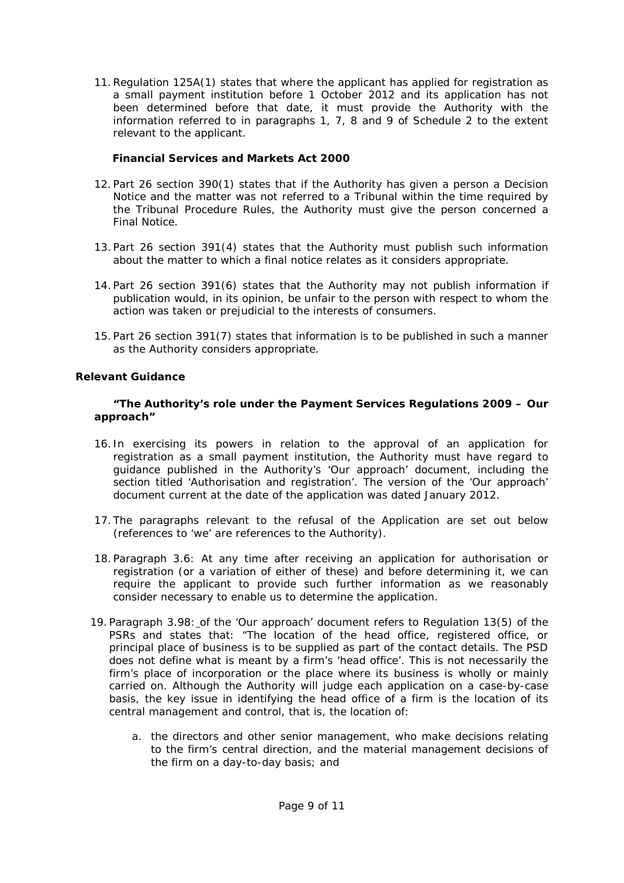11. Regulation 125A(1) states that where the applicant has applied for registration as a small payment institution before 1 October 2012 and its application has not been determined before that date, it must provide the Authority with the information referred to in paragraphs 1, 7, 8 and 9 of Schedule 2 to the extent relevant to the applicant.

**Financial Services and Markets Act 2000**

12. Part 26 section 390(1) states that if the Authority has given a person a Decision Notice and the matter was not referred to a Tribunal within the time required by the Tribunal Procedure Rules, the Authority must give the person concerned a Final Notice.

13. Part 26 section 391(4) states that the Authority must publish such information about the matter to which a final notice relates as it considers appropriate.

14. Part 26 section 391(6) states that the Authority may not publish information if publication would, in its opinion, be unfair to the person with respect to whom the action was taken or prejudicial to the interests of consumers.

15. Part 26 section 391(7) states that information is to be published in such a manner as the Authority considers appropriate.

**Relevant Guidance**

**"The Authority's role under the Payment Services Regulations 2009 – Our approach"**

16. In exercising its powers in relation to the approval of an application for registration as a small payment institution, the Authority must have regard to guidance published in the Authority's 'Our approach' document, including the section titled 'Authorisation and registration'. The version of the 'Our approach' document current at the date of the application was dated January 2012.

17. The paragraphs relevant to the refusal of the Application are set out below (references to 'we' are references to the Authority).

18. Paragraph 3.6: At any time after receiving an application for authorisation or registration (or a variation of either of these) and before determining it, we can require the applicant to provide such further information as we reasonably consider necessary to enable us to determine the application.

19. Paragraph 3.98: of the 'Our approach' document refers to Regulation 13(5) of the PSRs and states that: "The location of the head office, registered office, or principal place of business is to be supplied as part of the contact details. The PSD does not define what is meant by a firm's 'head office'. This is not necessarily the firm's place of incorporation or the place where its business is wholly or mainly carried on. Although the Authority will judge each application on a case-by-case basis, the key issue in identifying the head office of a firm is the location of its central management and control, that is, the location of:

    a. the directors and other senior management, who make decisions relating to the firm's central direction, and the material management decisions of the firm on a day-to-day basis; and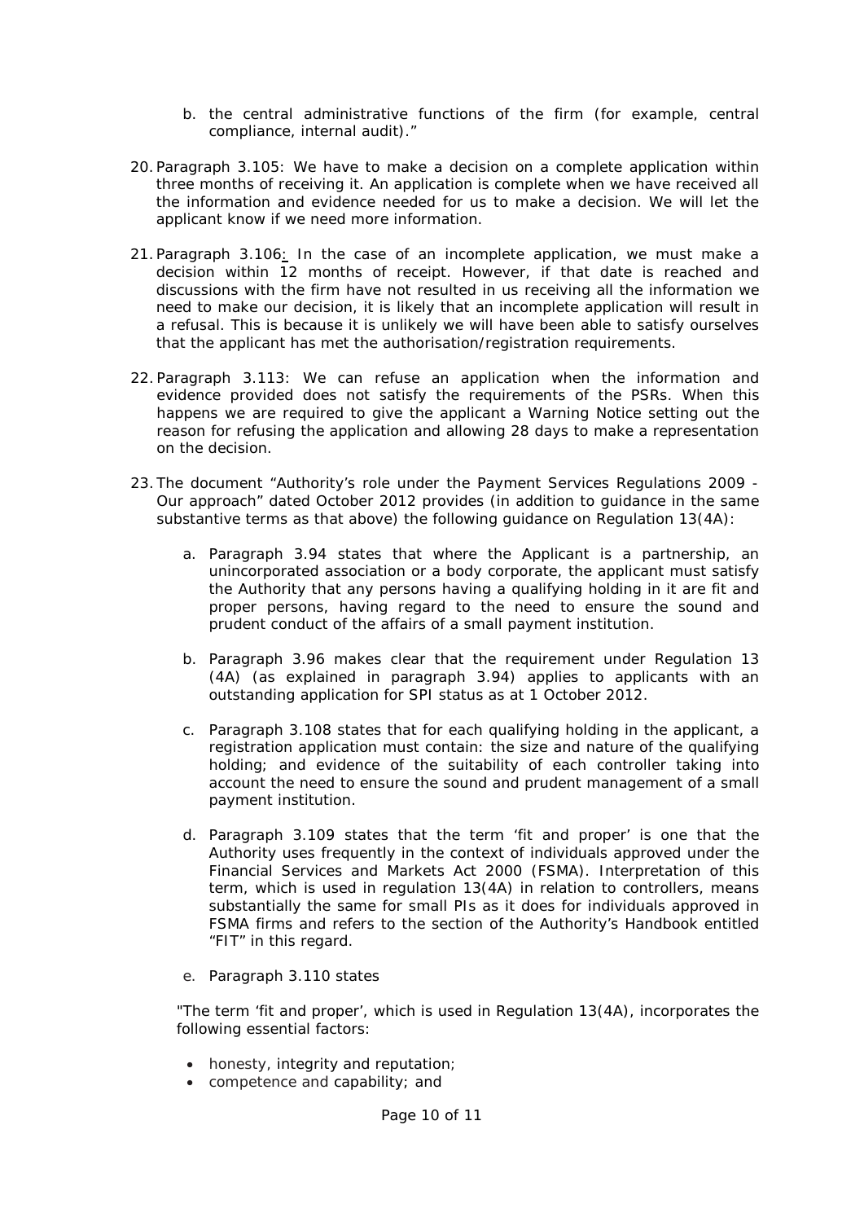b. the central administrative functions of the firm (for example, central compliance, internal audit)."

20. Paragraph 3.105: We have to make a decision on a complete application within three months of receiving it. An application is complete when we have received all the information and evidence needed for us to make a decision. We will let the applicant know if we need more information.

21. Paragraph 3.106: In the case of an incomplete application, we must make a decision within 12 months of receipt. However, if that date is reached and discussions with the firm have not resulted in us receiving all the information we need to make our decision, it is likely that an incomplete application will result in a refusal. This is because it is unlikely we will have been able to satisfy ourselves that the applicant has met the authorisation/registration requirements.

22. Paragraph 3.113: We can refuse an application when the information and evidence provided does not satisfy the requirements of the PSRs. When this happens we are required to give the applicant a Warning Notice setting out the reason for refusing the application and allowing 28 days to make a representation on the decision.

23. The document "Authority's role under the Payment Services Regulations 2009 - Our approach" dated October 2012 provides (in addition to guidance in the same substantive terms as that above) the following guidance on Regulation 13(4A):

    a. Paragraph 3.94 states that where the Applicant is a partnership, an unincorporated association or a body corporate, the applicant must satisfy the Authority that any persons having a qualifying holding in it are fit and proper persons, having regard to the need to ensure the sound and prudent conduct of the affairs of a small payment institution.

    b. Paragraph 3.96 makes clear that the requirement under Regulation 13 (4A) (as explained in paragraph 3.94) applies to applicants with an outstanding application for SPI status as at 1 October 2012.

    c. Paragraph 3.108 states that for each qualifying holding in the applicant, a registration application must contain: the size and nature of the qualifying holding; and evidence of the suitability of each controller taking into account the need to ensure the sound and prudent management of a small payment institution.

    d. Paragraph 3.109 states that the term 'fit and proper' is one that the Authority uses frequently in the context of individuals approved under the Financial Services and Markets Act 2000 (FSMA). Interpretation of this term, which is used in regulation 13(4A) in relation to controllers, means substantially the same for small PIs as it does for individuals approved in FSMA firms and refers to the section of the Authority's Handbook entitled "FIT" in this regard.

    e. Paragraph 3.110 states

    "The term 'fit and proper', which is used in Regulation 13(4A), incorporates the following essential factors:

    - honesty, integrity and reputation;
    - competence and capability; and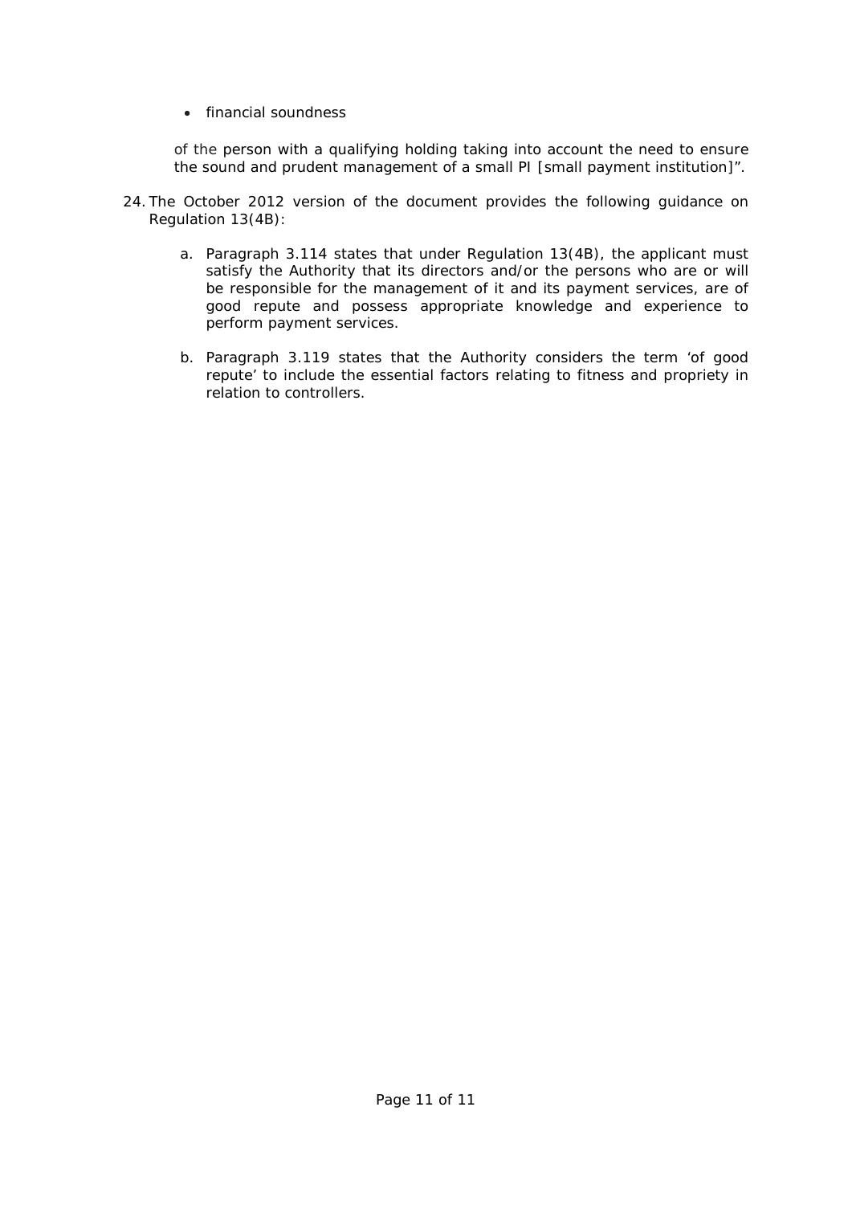- financial soundness

of the person with a qualifying holding taking into account the need to ensure the sound and prudent management of a small PI [small payment institution]".

24. The October 2012 version of the document provides the following guidance on Regulation 13(4B):

    a. Paragraph 3.114 states that under Regulation 13(4B), the applicant must satisfy the Authority that its directors and/or the persons who are or will be responsible for the management of it and its payment services, are of good repute and possess appropriate knowledge and experience to perform payment services.

    b. Paragraph 3.119 states that the Authority considers the term 'of good repute' to include the essential factors relating to fitness and propriety in relation to controllers.